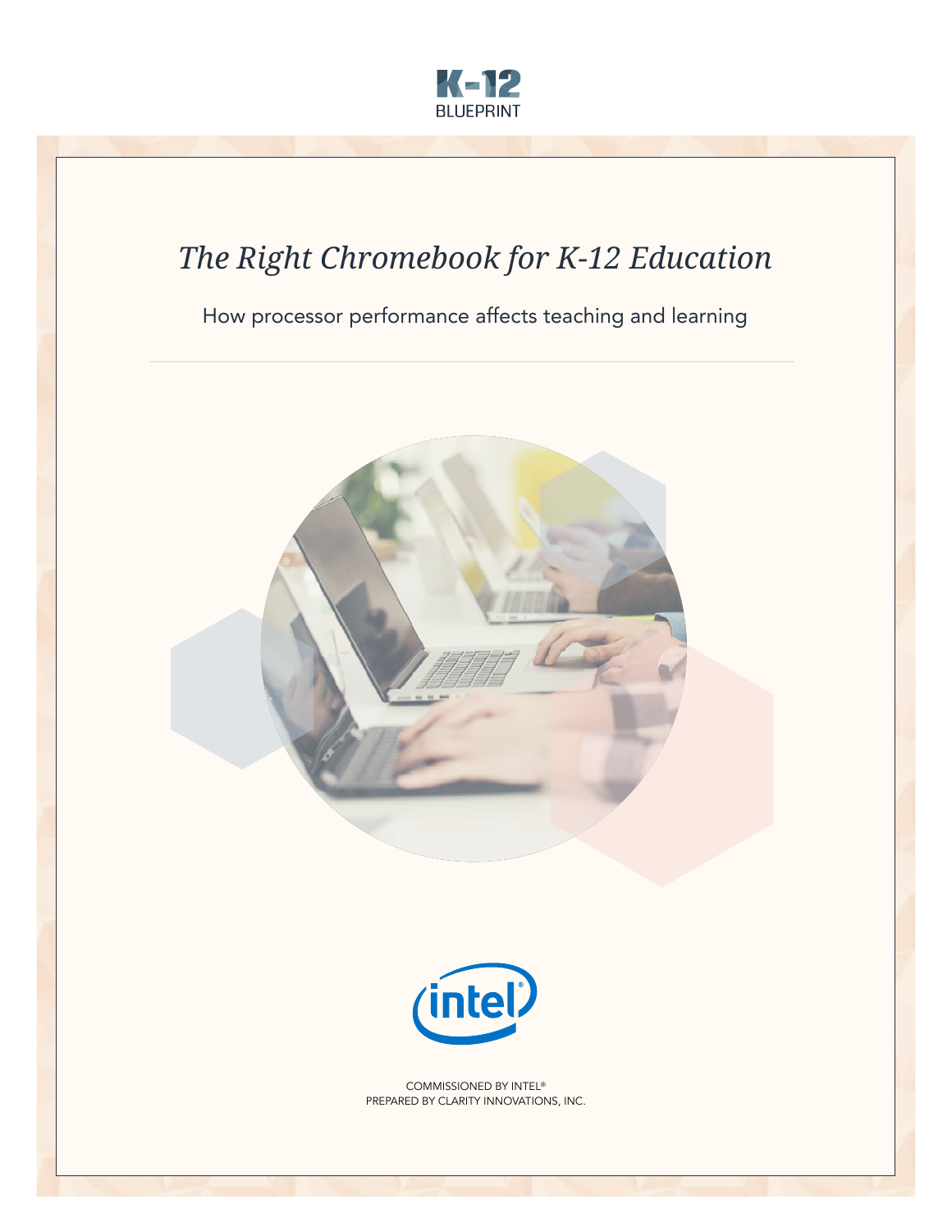K-12 BLUEPRINT

# *The Right Chromebook for K-12 Education*

How processor performance affects teaching and learning

COMMISSIONED BY INTEL®
PREPARED BY CLARITY INNOVATIONS, INC.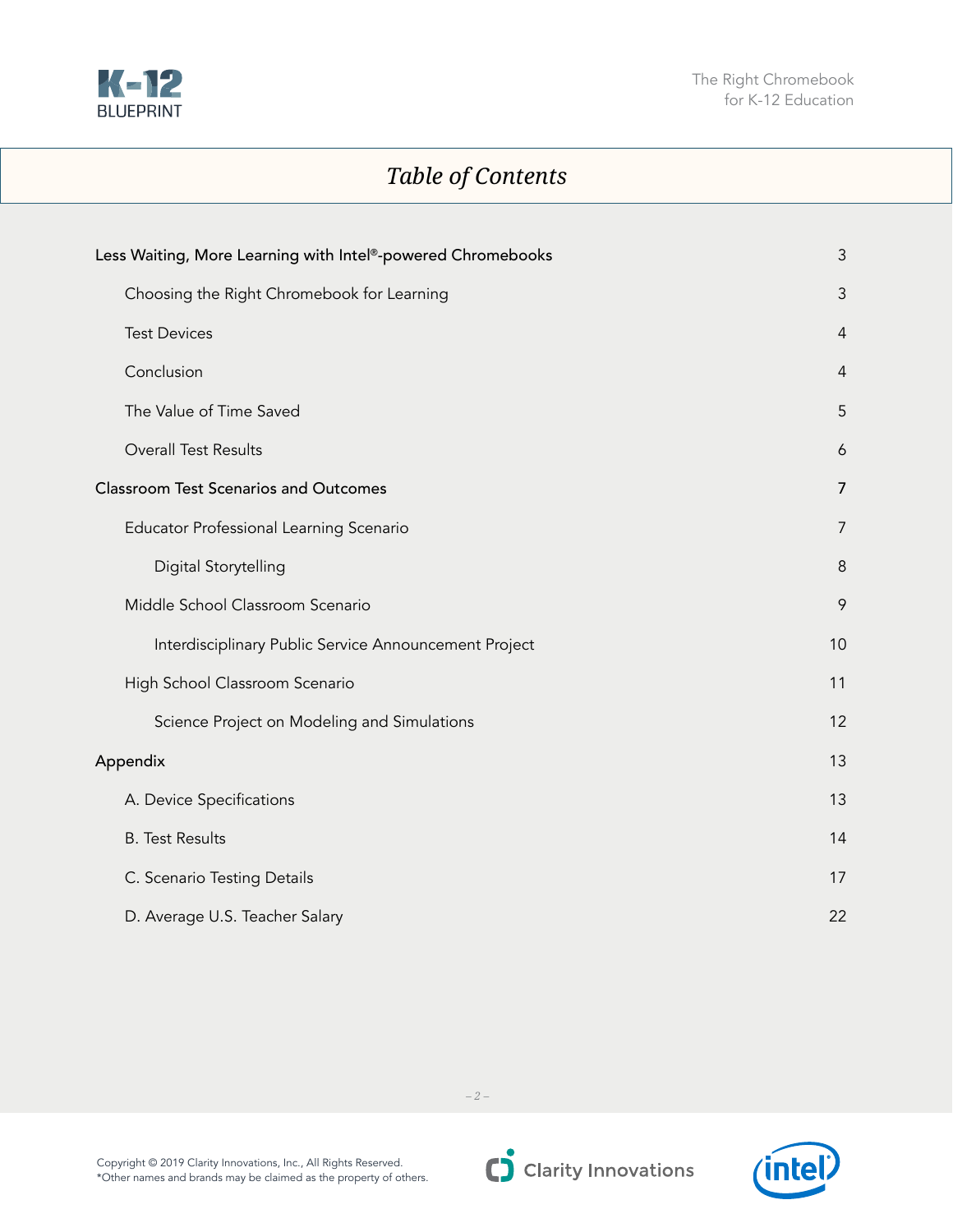# Table of Contents

| | |
|---|---|
| Less Waiting, More Learning with Intel®-powered Chromebooks | 3 |
| Choosing the Right Chromebook for Learning | 3 |
| Test Devices | 4 |
| Conclusion | 4 |
| The Value of Time Saved | 5 |
| Overall Test Results | 6 |
| Classroom Test Scenarios and Outcomes | 7 |
| Educator Professional Learning Scenario | 7 |
| Digital Storytelling | 8 |
| Middle School Classroom Scenario | 9 |
| Interdisciplinary Public Service Announcement Project | 10 |
| High School Classroom Scenario | 11 |
| Science Project on Modeling and Simulations | 12 |
| Appendix | 13 |
| A. Device Specifications | 13 |
| B. Test Results | 14 |
| C. Scenario Testing Details | 17 |
| D. Average U.S. Teacher Salary | 22 |

Copyright © 2019 Clarity Innovations, Inc., All Rights Reserved.
*Other names and brands may be claimed as the property of others.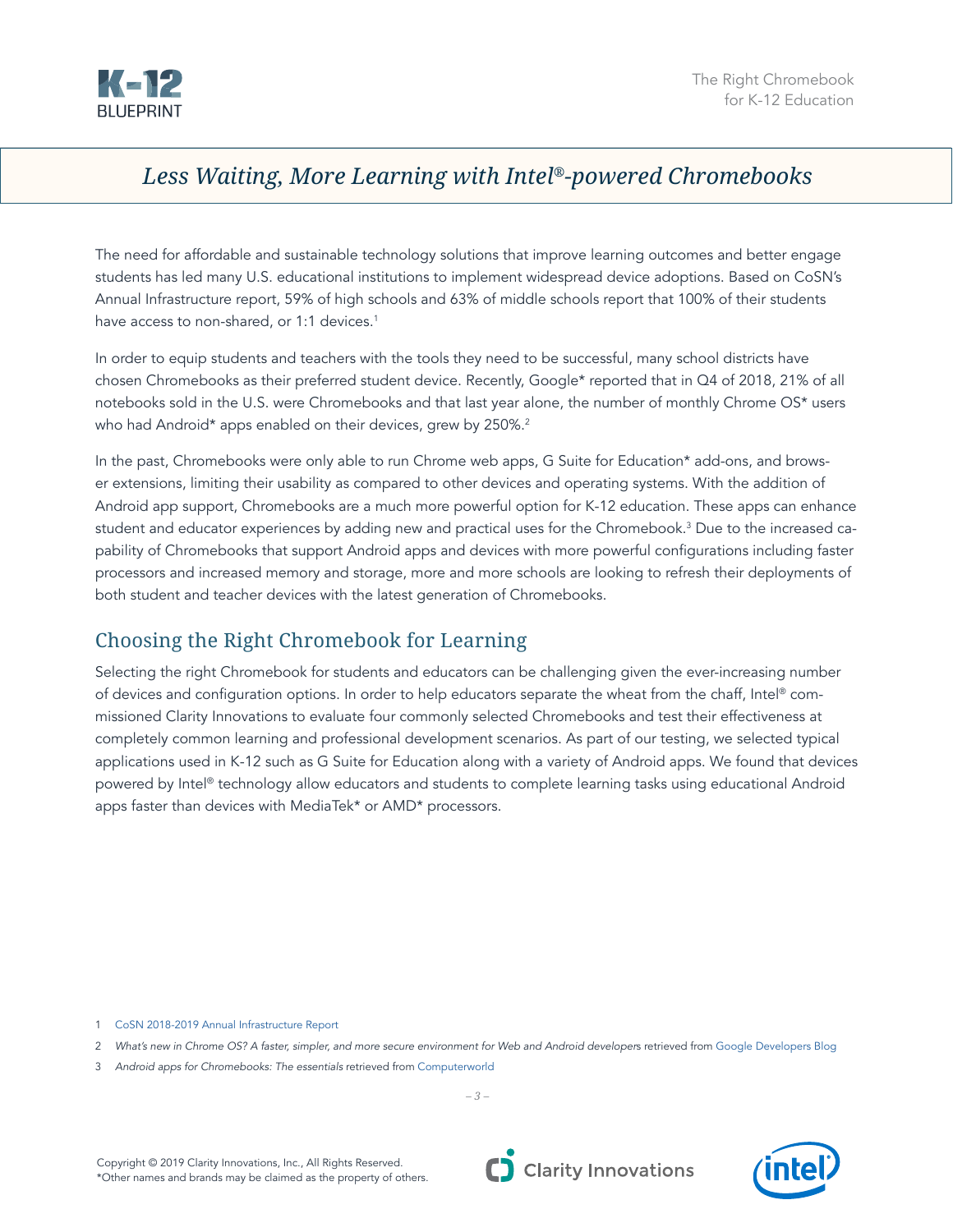## *Less Waiting, More Learning with Intel®-powered Chromebooks*

The need for affordable and sustainable technology solutions that improve learning outcomes and better engage students has led many U.S. educational institutions to implement widespread device adoptions. Based on CoSN's Annual Infrastructure report, 59% of high schools and 63% of middle schools report that 100% of their students have access to non-shared, or 1:1 devices.[1]

In order to equip students and teachers with the tools they need to be successful, many school districts have chosen Chromebooks as their preferred student device. Recently, Google* reported that in Q4 of 2018, 21% of all notebooks sold in the U.S. were Chromebooks and that last year alone, the number of monthly Chrome OS* users who had Android* apps enabled on their devices, grew by 250%.[2]

In the past, Chromebooks were only able to run Chrome web apps, G Suite for Education* add-ons, and browser extensions, limiting their usability as compared to other devices and operating systems. With the addition of Android app support, Chromebooks are a much more powerful option for K-12 education. These apps can enhance student and educator experiences by adding new and practical uses for the Chromebook.[3] Due to the increased capability of Chromebooks that support Android apps and devices with more powerful configurations including faster processors and increased memory and storage, more and more schools are looking to refresh their deployments of both student and teacher devices with the latest generation of Chromebooks.

## Choosing the Right Chromebook for Learning

Selecting the right Chromebook for students and educators can be challenging given the ever-increasing number of devices and configuration options. In order to help educators separate the wheat from the chaff, Intel® commissioned Clarity Innovations to evaluate four commonly selected Chromebooks and test their effectiveness at completely common learning and professional development scenarios. As part of our testing, we selected typical applications used in K-12 such as G Suite for Education along with a variety of Android apps. We found that devices powered by Intel® technology allow educators and students to complete learning tasks using educational Android apps faster than devices with MediaTek* or AMD* processors.

1 CoSN 2018-2019 Annual Infrastructure Report

2 *What's new in Chrome OS? A faster, simpler, and more secure environment for Web and Android developers* retrieved from Google Developers Blog

3 *Android apps for Chromebooks: The essentials* retrieved from Computerworld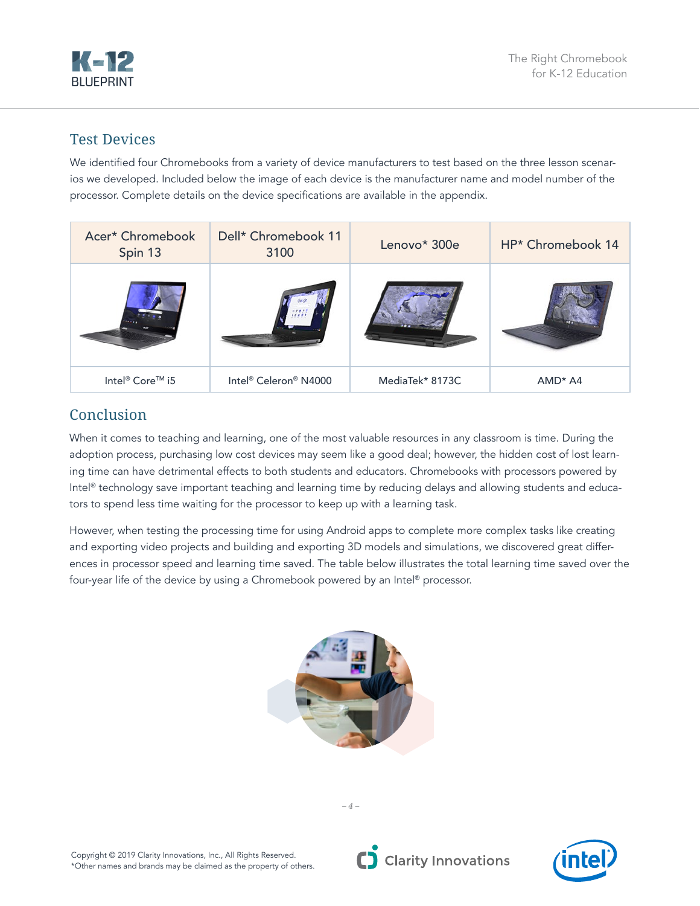## Test Devices

We identified four Chromebooks from a variety of device manufacturers to test based on the three lesson scenarios we developed. Included below the image of each device is the manufacturer name and model number of the processor. Complete details on the device specifications are available in the appendix.

| Acer* Chromebook Spin 13 | Dell* Chromebook 11 3100 | Lenovo* 300e | HP* Chromebook 14 |
|---|---|---|---|
| | | | |
| Intel® Core™ i5 | Intel® Celeron® N4000 | MediaTek* 8173C | AMD* A4 |

## Conclusion

When it comes to teaching and learning, one of the most valuable resources in any classroom is time. During the adoption process, purchasing low cost devices may seem like a good deal; however, the hidden cost of lost learning time can have detrimental effects to both students and educators. Chromebooks with processors powered by Intel® technology save important teaching and learning time by reducing delays and allowing students and educators to spend less time waiting for the processor to keep up with a learning task.

However, when testing the processing time for using Android apps to complete more complex tasks like creating and exporting video projects and building and exporting 3D models and simulations, we discovered great differences in processor speed and learning time saved. The table below illustrates the total learning time saved over the four-year life of the device by using a Chromebook powered by an Intel® processor.

Copyright © 2019 Clarity Innovations, Inc., All Rights Reserved.
*Other names and brands may be claimed as the property of others.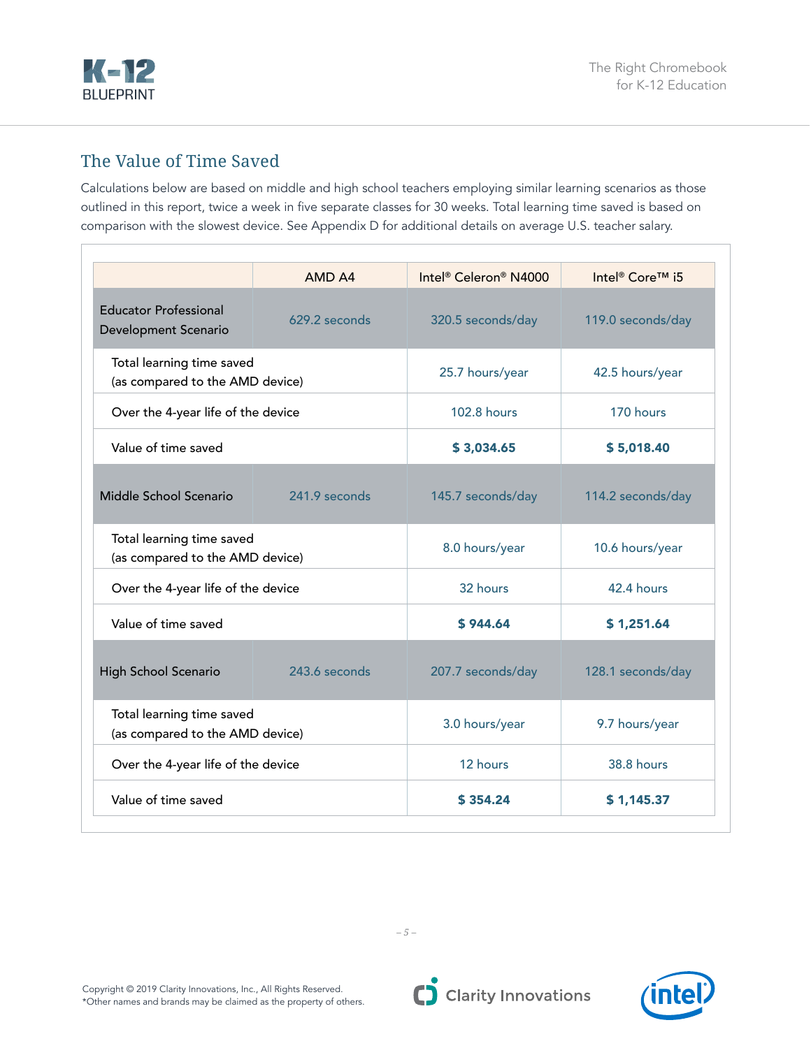## The Value of Time Saved

Calculations below are based on middle and high school teachers employing similar learning scenarios as those outlined in this report, twice a week in five separate classes for 30 weeks. Total learning time saved is based on comparison with the slowest device. See Appendix D for additional details on average U.S. teacher salary.

| | AMD A4 | Intel® Celeron® N4000 | Intel® Core™ i5 |
|---|---|---|---|
| Educator Professional Development Scenario | 629.2 seconds | 320.5 seconds/day | 119.0 seconds/day |
| Total learning time saved (as compared to the AMD device) | | 25.7 hours/year | 42.5 hours/year |
| Over the 4-year life of the device | | 102.8 hours | 170 hours |
| Value of time saved | | **$ 3,034.65** | **$ 5,018.40** |
| Middle School Scenario | 241.9 seconds | 145.7 seconds/day | 114.2 seconds/day |
| Total learning time saved (as compared to the AMD device) | | 8.0 hours/year | 10.6 hours/year |
| Over the 4-year life of the device | | 32 hours | 42.4 hours |
| Value of time saved | | **$ 944.64** | **$ 1,251.64** |
| High School Scenario | 243.6 seconds | 207.7 seconds/day | 128.1 seconds/day |
| Total learning time saved (as compared to the AMD device) | | 3.0 hours/year | 9.7 hours/year |
| Over the 4-year life of the device | | 12 hours | 38.8 hours |
| Value of time saved | | **$ 354.24** | **$ 1,145.37** |

Copyright © 2019 Clarity Innovations, Inc., All Rights Reserved.
*Other names and brands may be claimed as the property of others.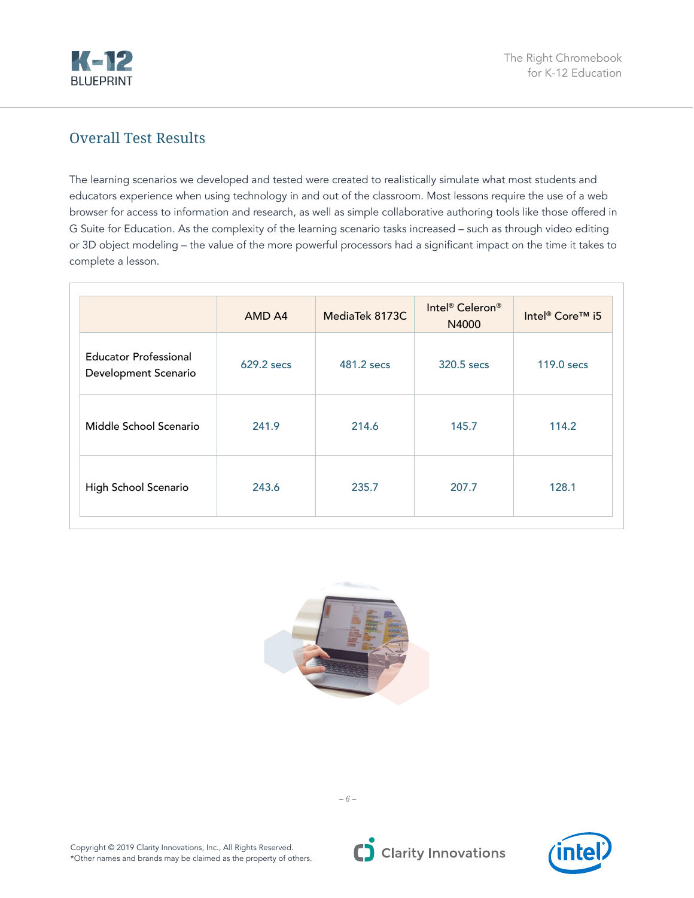## Overall Test Results

The learning scenarios we developed and tested were created to realistically simulate what most students and educators experience when using technology in and out of the classroom. Most lessons require the use of a web browser for access to information and research, as well as simple collaborative authoring tools like those offered in G Suite for Education. As the complexity of the learning scenario tasks increased – such as through video editing or 3D object modeling – the value of the more powerful processors had a significant impact on the time it takes to complete a lesson.

| | AMD A4 | MediaTek 8173C | Intel® Celeron® N4000 | Intel® Core™ i5 |
|---|---|---|---|---|
| Educator Professional Development Scenario | 629.2 secs | 481.2 secs | 320.5 secs | 119.0 secs |
| Middle School Scenario | 241.9 | 214.6 | 145.7 | 114.2 |
| High School Scenario | 243.6 | 235.7 | 207.7 | 128.1 |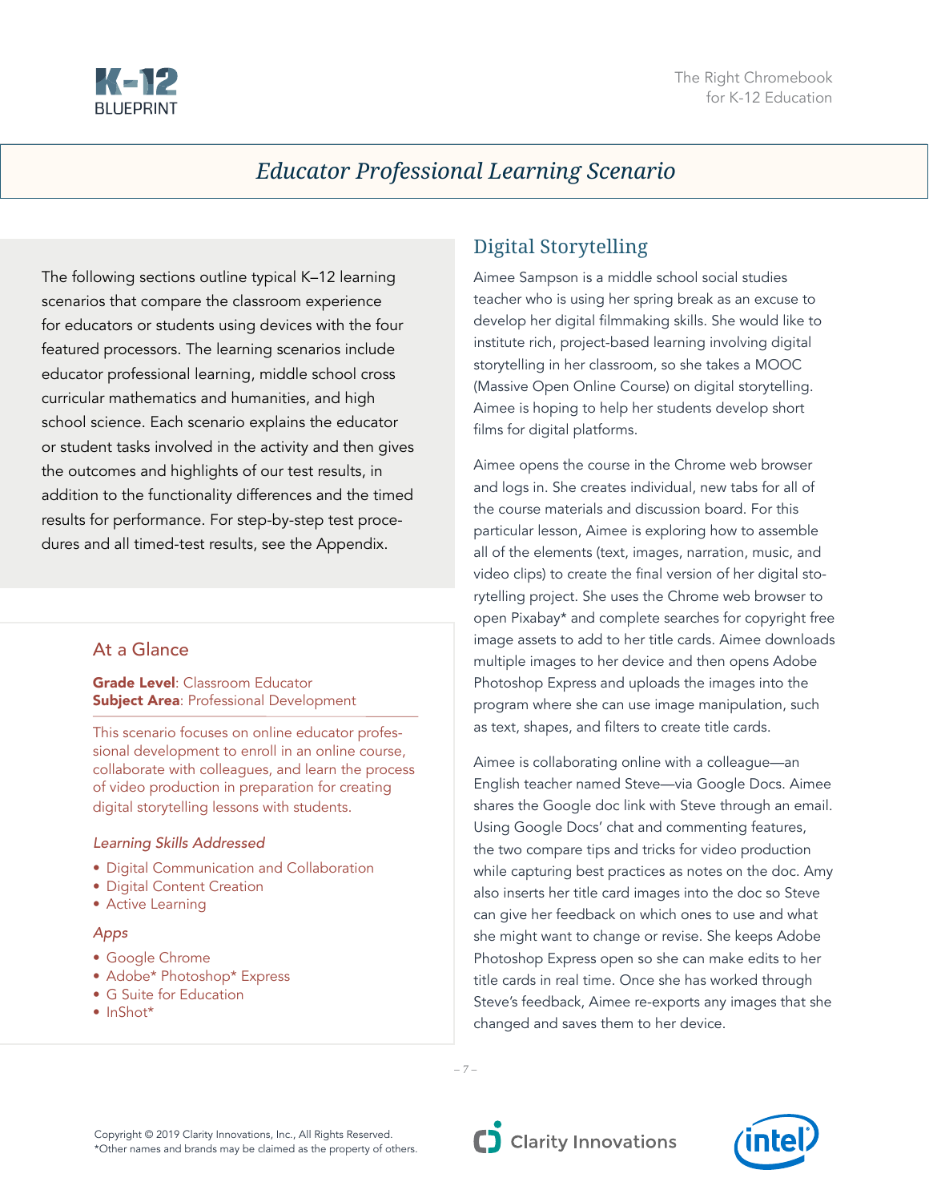# Educator Professional Learning Scenario

The following sections outline typical K–12 learning scenarios that compare the classroom experience for educators or students using devices with the four featured processors. The learning scenarios include educator professional learning, middle school cross curricular mathematics and humanities, and high school science. Each scenario explains the educator or student tasks involved in the activity and then gives the outcomes and highlights of our test results, in addition to the functionality differences and the timed results for performance. For step-by-step test procedures and all timed-test results, see the Appendix.

## At a Glance

**Grade Level**: Classroom Educator
**Subject Area**: Professional Development

This scenario focuses on online educator professional development to enroll in an online course, collaborate with colleagues, and learn the process of video production in preparation for creating digital storytelling lessons with students.

*Learning Skills Addressed*

- Digital Communication and Collaboration
- Digital Content Creation
- Active Learning

*Apps*

- Google Chrome
- Adobe* Photoshop* Express
- G Suite for Education
- InShot*

## Digital Storytelling

Aimee Sampson is a middle school social studies teacher who is using her spring break as an excuse to develop her digital filmmaking skills. She would like to institute rich, project-based learning involving digital storytelling in her classroom, so she takes a MOOC (Massive Open Online Course) on digital storytelling. Aimee is hoping to help her students develop short films for digital platforms.

Aimee opens the course in the Chrome web browser and logs in. She creates individual, new tabs for all of the course materials and discussion board. For this particular lesson, Aimee is exploring how to assemble all of the elements (text, images, narration, music, and video clips) to create the final version of her digital storytelling project. She uses the Chrome web browser to open Pixabay* and complete searches for copyright free image assets to add to her title cards. Aimee downloads multiple images to her device and then opens Adobe Photoshop Express and uploads the images into the program where she can use image manipulation, such as text, shapes, and filters to create title cards.

Aimee is collaborating online with a colleague—an English teacher named Steve—via Google Docs. Aimee shares the Google doc link with Steve through an email. Using Google Docs' chat and commenting features, the two compare tips and tricks for video production while capturing best practices as notes on the doc. Amy also inserts her title card images into the doc so Steve can give her feedback on which ones to use and what she might want to change or revise. She keeps Adobe Photoshop Express open so she can make edits to her title cards in real time. Once she has worked through Steve's feedback, Aimee re-exports any images that she changed and saves them to her device.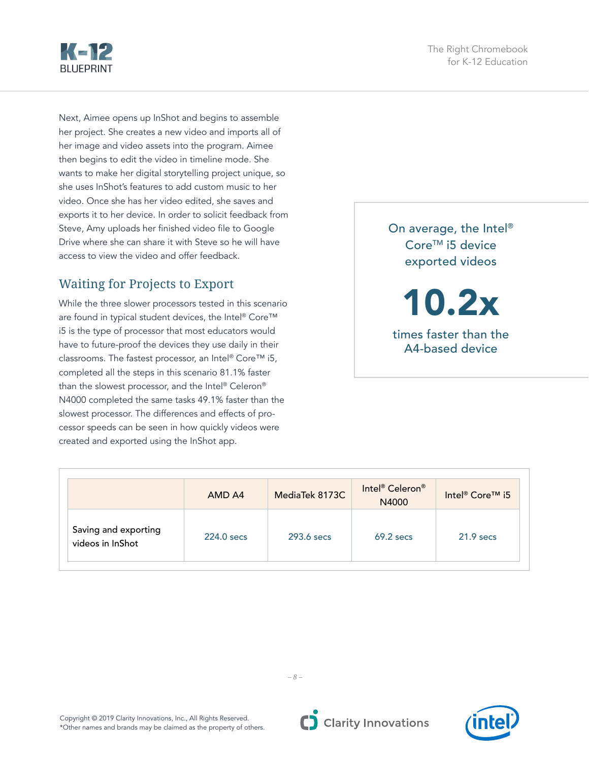Next, Aimee opens up InShot and begins to assemble her project. She creates a new video and imports all of her image and video assets into the program. Aimee then begins to edit the video in timeline mode. She wants to make her digital storytelling project unique, so she uses InShot's features to add custom music to her video. Once she has her video edited, she saves and exports it to her device. In order to solicit feedback from Steve, Amy uploads her finished video file to Google Drive where she can share it with Steve so he will have access to view the video and offer feedback.

## Waiting for Projects to Export

While the three slower processors tested in this scenario are found in typical student devices, the Intel® Core™ i5 is the type of processor that most educators would have to future-proof the devices they use daily in their classrooms. The fastest processor, an Intel® Core™ i5, completed all the steps in this scenario 81.1% faster than the slowest processor, and the Intel® Celeron® N4000 completed the same tasks 49.1% faster than the slowest processor. The differences and effects of processor speeds can be seen in how quickly videos were created and exported using the InShot app.

On average, the Intel® Core™ i5 device exported videos

**10.2x**

times faster than the A4-based device

| | AMD A4 | MediaTek 8173C | Intel® Celeron® N4000 | Intel® Core™ i5 |
|---|---|---|---|---|
| Saving and exporting videos in InShot | 224.0 secs | 293.6 secs | 69.2 secs | 21.9 secs |

Copyright © 2019 Clarity Innovations, Inc., All Rights Reserved.
*Other names and brands may be claimed as the property of others.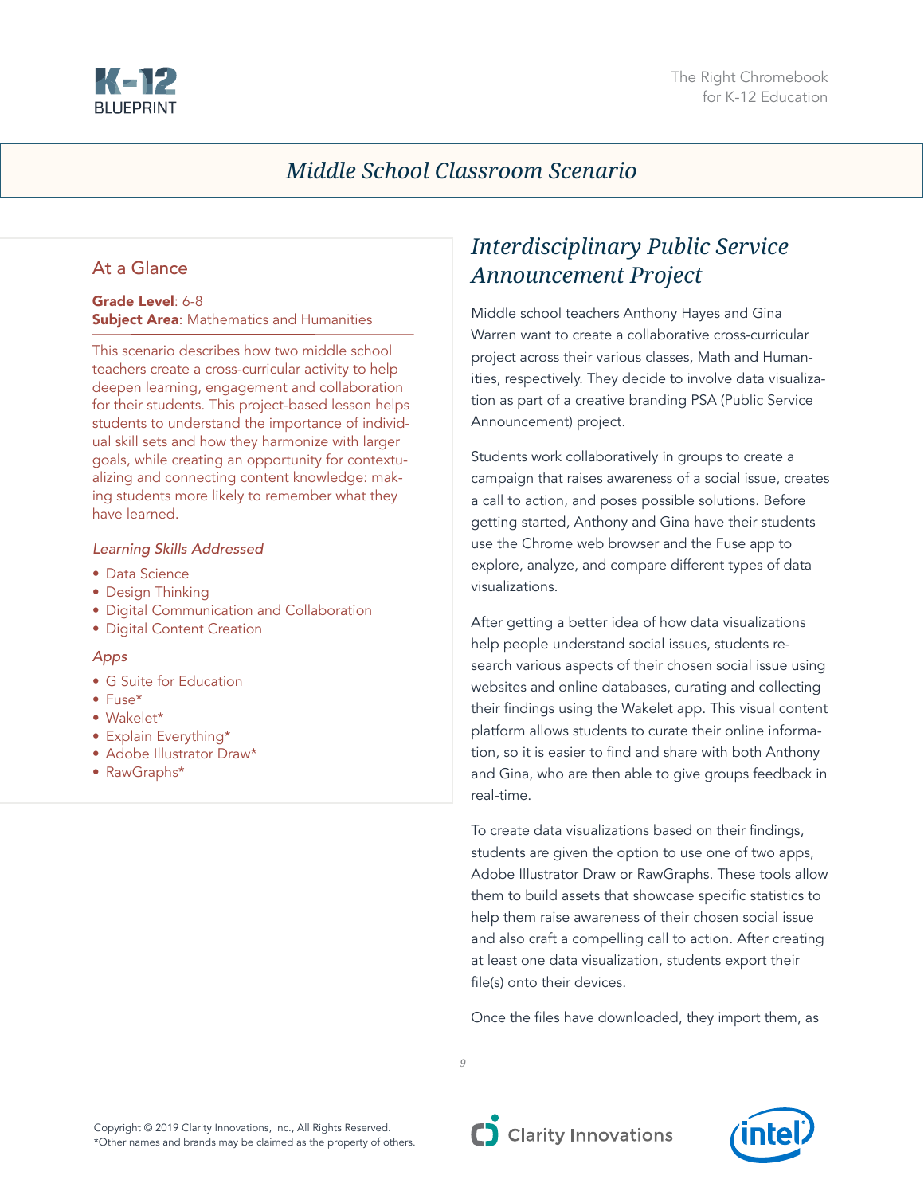# Middle School Classroom Scenario

## At a Glance

**Grade Level**: 6-8
**Subject Area**: Mathematics and Humanities

This scenario describes how two middle school teachers create a cross-curricular activity to help deepen learning, engagement and collaboration for their students. This project-based lesson helps students to understand the importance of individual skill sets and how they harmonize with larger goals, while creating an opportunity for contextualizing and connecting content knowledge: making students more likely to remember what they have learned.

*Learning Skills Addressed*

- Data Science
- Design Thinking
- Digital Communication and Collaboration
- Digital Content Creation

*Apps*

- G Suite for Education
- Fuse*
- Wakelet*
- Explain Everything*
- Adobe Illustrator Draw*
- RawGraphs*

## Interdisciplinary Public Service Announcement Project

Middle school teachers Anthony Hayes and Gina Warren want to create a collaborative cross-curricular project across their various classes, Math and Humanities, respectively. They decide to involve data visualization as part of a creative branding PSA (Public Service Announcement) project.

Students work collaboratively in groups to create a campaign that raises awareness of a social issue, creates a call to action, and poses possible solutions. Before getting started, Anthony and Gina have their students use the Chrome web browser and the Fuse app to explore, analyze, and compare different types of data visualizations.

After getting a better idea of how data visualizations help people understand social issues, students research various aspects of their chosen social issue using websites and online databases, curating and collecting their findings using the Wakelet app. This visual content platform allows students to curate their online information, so it is easier to find and share with both Anthony and Gina, who are then able to give groups feedback in real-time.

To create data visualizations based on their findings, students are given the option to use one of two apps, Adobe Illustrator Draw or RawGraphs. These tools allow them to build assets that showcase specific statistics to help them raise awareness of their chosen social issue and also craft a compelling call to action. After creating at least one data visualization, students export their file(s) onto their devices.

Once the files have downloaded, they import them, as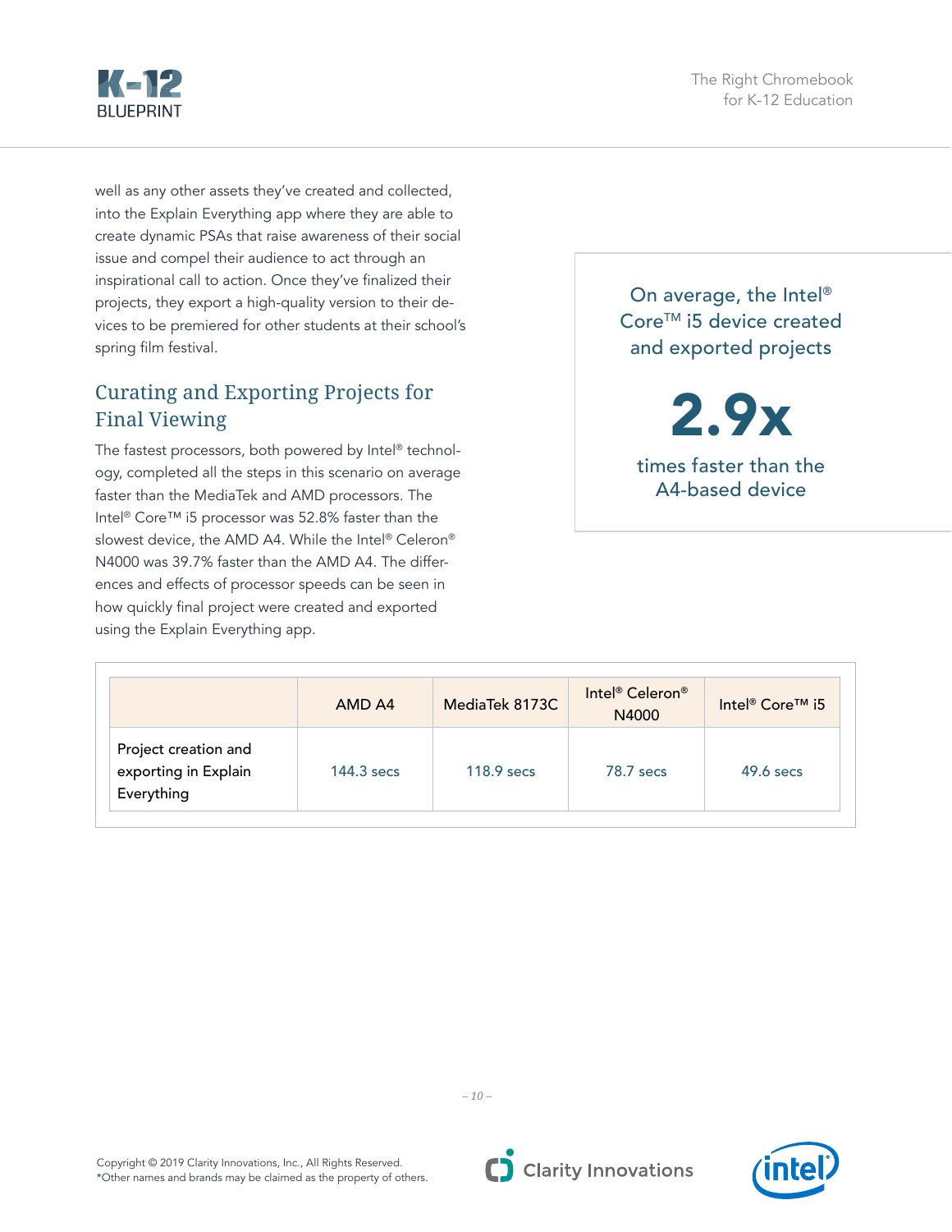well as any other assets they've created and collected, into the Explain Everything app where they are able to create dynamic PSAs that raise awareness of their social issue and compel their audience to act through an inspirational call to action. Once they've finalized their projects, they export a high-quality version to their devices to be premiered for other students at their school's spring film festival.

## Curating and Exporting Projects for Final Viewing

The fastest processors, both powered by Intel® technology, completed all the steps in this scenario on average faster than the MediaTek and AMD processors. The Intel® Core™ i5 processor was 52.8% faster than the slowest device, the AMD A4. While the Intel® Celeron® N4000 was 39.7% faster than the AMD A4. The differences and effects of processor speeds can be seen in how quickly final project were created and exported using the Explain Everything app.

On average, the Intel® Core™ i5 device created and exported projects

**2.9x**

times faster than the A4-based device

| | AMD A4 | MediaTek 8173C | Intel® Celeron® N4000 | Intel® Core™ i5 |
|---|---|---|---|---|
| Project creation and exporting in Explain Everything | 144.3 secs | 118.9 secs | 78.7 secs | 49.6 secs |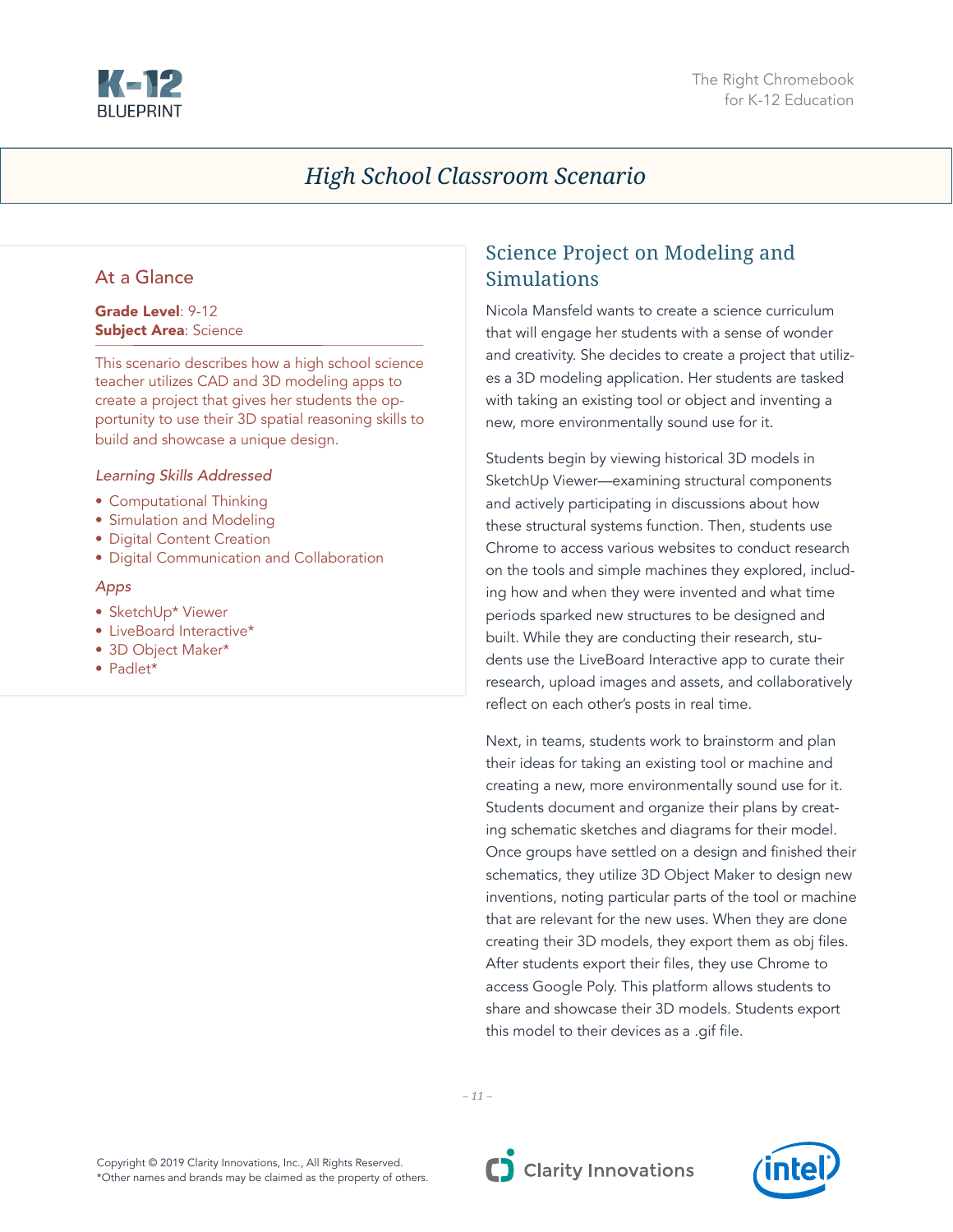# High School Classroom Scenario

## At a Glance

**Grade Level**: 9-12
**Subject Area**: Science

This scenario describes how a high school science teacher utilizes CAD and 3D modeling apps to create a project that gives her students the opportunity to use their 3D spatial reasoning skills to build and showcase a unique design.

*Learning Skills Addressed*

- Computational Thinking
- Simulation and Modeling
- Digital Content Creation
- Digital Communication and Collaboration

*Apps*

- SketchUp* Viewer
- LiveBoard Interactive*
- 3D Object Maker*
- Padlet*

## Science Project on Modeling and Simulations

Nicola Mansfeld wants to create a science curriculum that will engage her students with a sense of wonder and creativity. She decides to create a project that utilizes a 3D modeling application. Her students are tasked with taking an existing tool or object and inventing a new, more environmentally sound use for it.

Students begin by viewing historical 3D models in SketchUp Viewer—examining structural components and actively participating in discussions about how these structural systems function. Then, students use Chrome to access various websites to conduct research on the tools and simple machines they explored, including how and when they were invented and what time periods sparked new structures to be designed and built. While they are conducting their research, students use the LiveBoard Interactive app to curate their research, upload images and assets, and collaboratively reflect on each other's posts in real time.

Next, in teams, students work to brainstorm and plan their ideas for taking an existing tool or machine and creating a new, more environmentally sound use for it. Students document and organize their plans by creating schematic sketches and diagrams for their model. Once groups have settled on a design and finished their schematics, they utilize 3D Object Maker to design new inventions, noting particular parts of the tool or machine that are relevant for the new uses. When they are done creating their 3D models, they export them as obj files. After students export their files, they use Chrome to access Google Poly. This platform allows students to share and showcase their 3D models. Students export this model to their devices as a .gif file.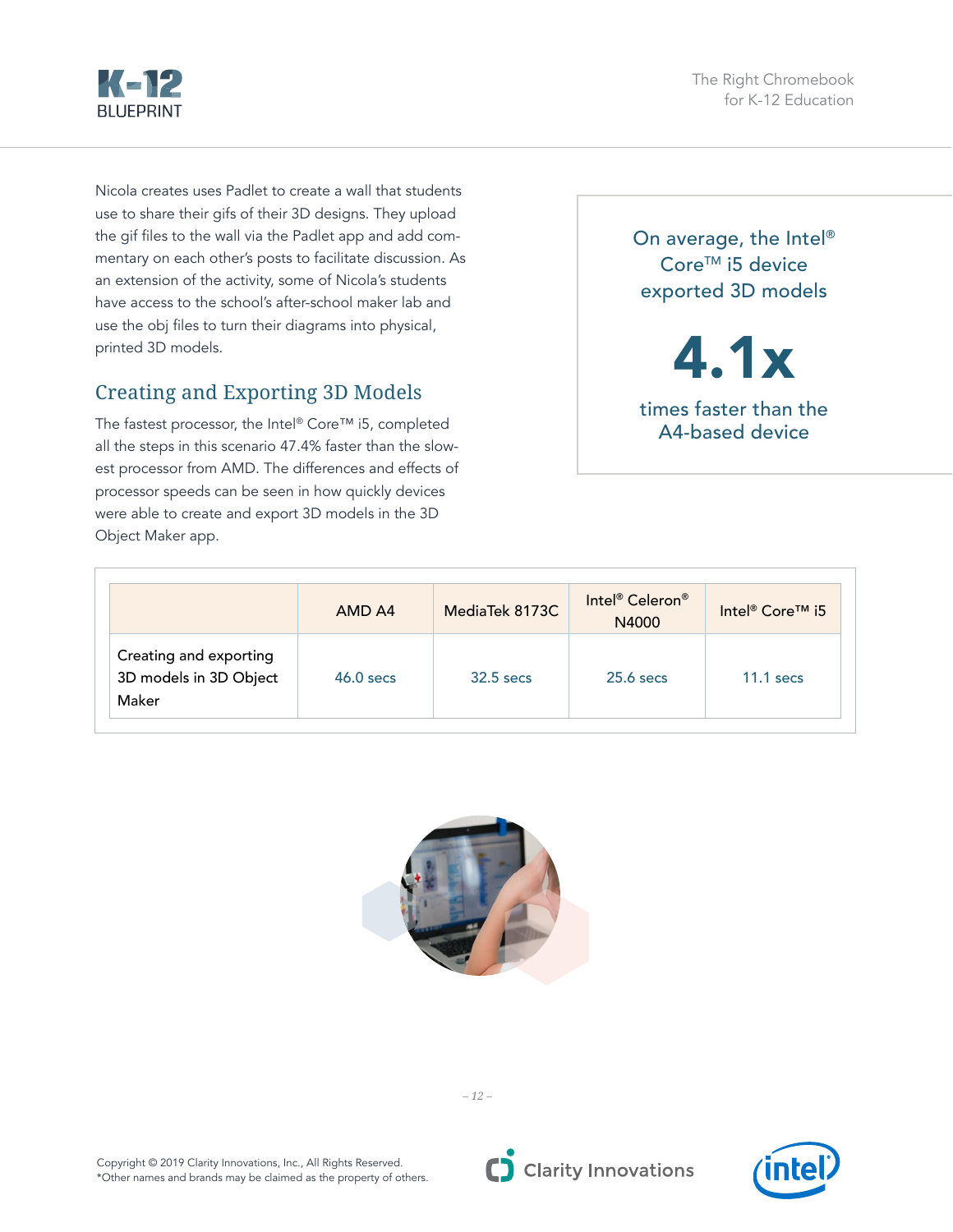Nicola creates uses Padlet to create a wall that students use to share their gifs of their 3D designs. They upload the gif files to the wall via the Padlet app and add commentary on each other's posts to facilitate discussion. As an extension of the activity, some of Nicola's students have access to the school's after-school maker lab and use the obj files to turn their diagrams into physical, printed 3D models.

## Creating and Exporting 3D Models

The fastest processor, the Intel® Core™ i5, completed all the steps in this scenario 47.4% faster than the slowest processor from AMD. The differences and effects of processor speeds can be seen in how quickly devices were able to create and export 3D models in the 3D Object Maker app.

On average, the Intel® Core™ i5 device exported 3D models

**4.1x**

times faster than the A4-based device

| | AMD A4 | MediaTek 8173C | Intel® Celeron® N4000 | Intel® Core™ i5 |
|---|---|---|---|---|
| Creating and exporting 3D models in 3D Object Maker | 46.0 secs | 32.5 secs | 25.6 secs | 11.1 secs |

Copyright © 2019 Clarity Innovations, Inc., All Rights Reserved.
*Other names and brands may be claimed as the property of others.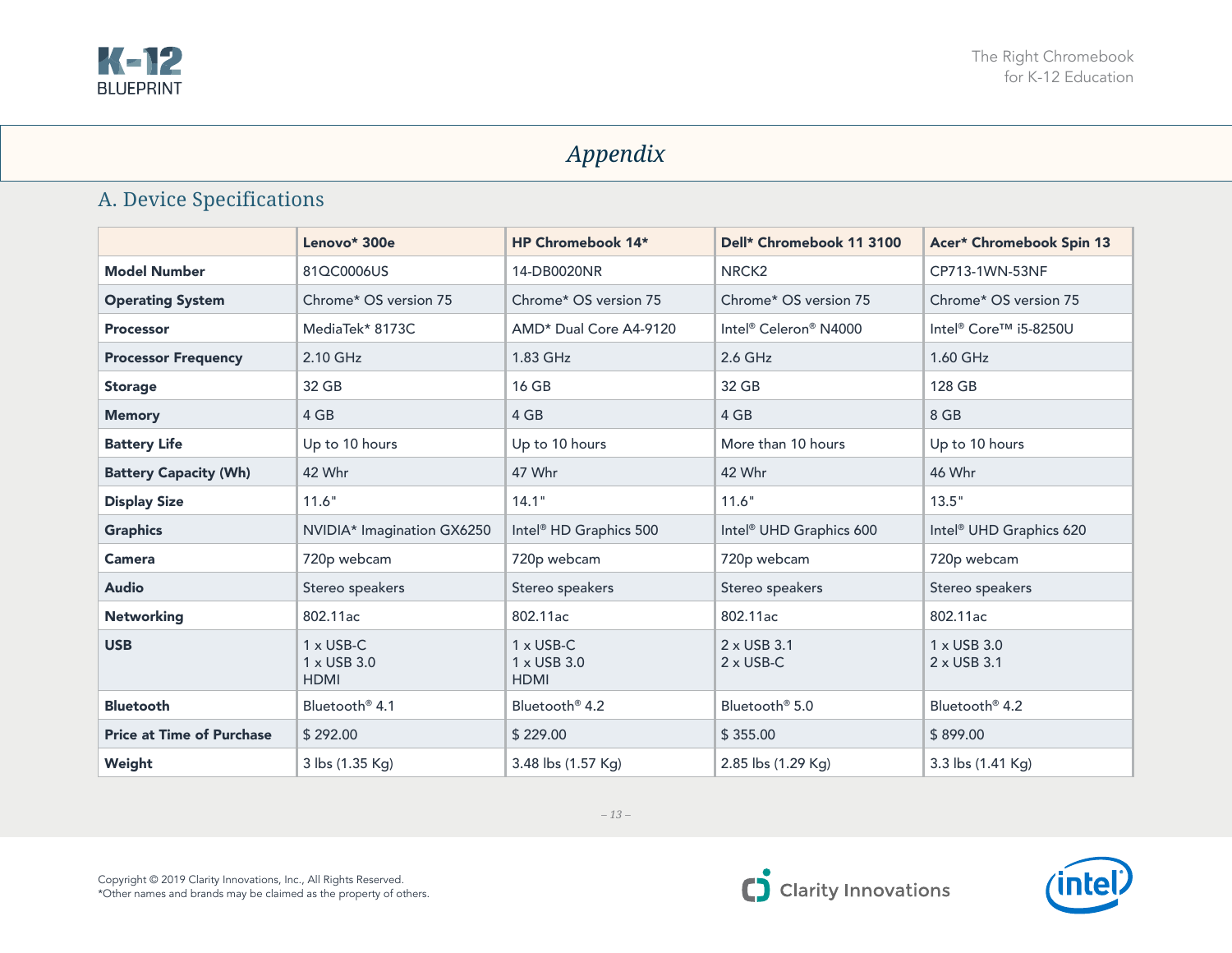# Appendix

## A. Device Specifications

| | Lenovo* 300e | HP Chromebook 14* | Dell* Chromebook 11 3100 | Acer* Chromebook Spin 13 |
|---|---|---|---|---|
| **Model Number** | 81QC0006US | 14-DB0020NR | NRCK2 | CP713-1WN-53NF |
| **Operating System** | Chrome* OS version 75 | Chrome* OS version 75 | Chrome* OS version 75 | Chrome* OS version 75 |
| **Processor** | MediaTek* 8173C | AMD* Dual Core A4-9120 | Intel® Celeron® N4000 | Intel® Core™ i5-8250U |
| **Processor Frequency** | 2.10 GHz | 1.83 GHz | 2.6 GHz | 1.60 GHz |
| **Storage** | 32 GB | 16 GB | 32 GB | 128 GB |
| **Memory** | 4 GB | 4 GB | 4 GB | 8 GB |
| **Battery Life** | Up to 10 hours | Up to 10 hours | More than 10 hours | Up to 10 hours |
| **Battery Capacity (Wh)** | 42 Whr | 47 Whr | 42 Whr | 46 Whr |
| **Display Size** | 11.6" | 14.1" | 11.6" | 13.5" |
| **Graphics** | NVIDIA* Imagination GX6250 | Intel® HD Graphics 500 | Intel® UHD Graphics 600 | Intel® UHD Graphics 620 |
| **Camera** | 720p webcam | 720p webcam | 720p webcam | 720p webcam |
| **Audio** | Stereo speakers | Stereo speakers | Stereo speakers | Stereo speakers |
| **Networking** | 802.11ac | 802.11ac | 802.11ac | 802.11ac |
| **USB** | 1 x USB-C<br>1 x USB 3.0<br>HDMI | 1 x USB-C<br>1 x USB 3.0<br>HDMI | 2 x USB 3.1<br>2 x USB-C | 1 x USB 3.0<br>2 x USB 3.1 |
| **Bluetooth** | Bluetooth® 4.1 | Bluetooth® 4.2 | Bluetooth® 5.0 | Bluetooth® 4.2 |
| **Price at Time of Purchase** | $ 292.00 | $ 229.00 | $ 355.00 | $ 899.00 |
| **Weight** | 3 lbs (1.35 Kg) | 3.48 lbs (1.57 Kg) | 2.85 lbs (1.29 Kg) | 3.3 lbs (1.41 Kg) |

Copyright © 2019 Clarity Innovations, Inc., All Rights Reserved.
*Other names and brands may be claimed as the property of others.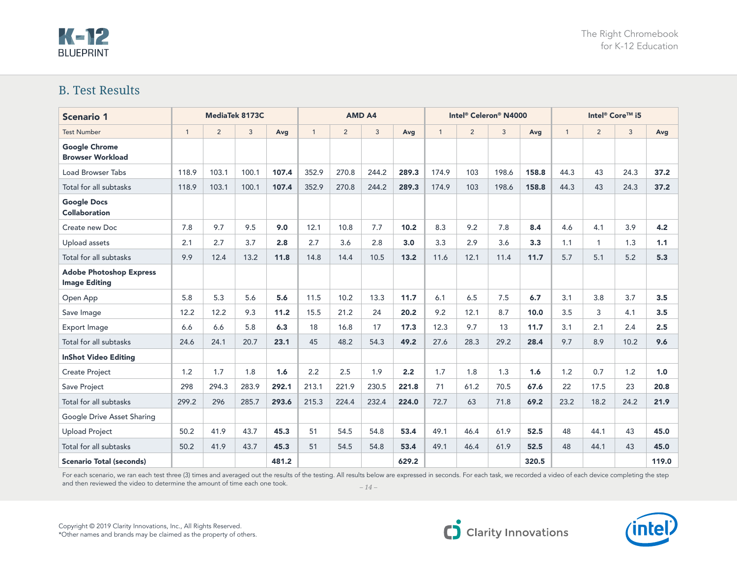## B. Test Results

| Scenario 1 | MediaTek 8173C | | | | AMD A4 | | | | Intel® Celeron® N4000 | | | | Intel® Core™ i5 | | | |
|---|---|---|---|---|---|---|---|---|---|---|---|---|---|---|---|---|
| Test Number | 1 | 2 | 3 | Avg | 1 | 2 | 3 | Avg | 1 | 2 | 3 | Avg | 1 | 2 | 3 | Avg |
| **Google Chrome Browser Workload** | | | | | | | | | | | | | | | | |
| Load Browser Tabs | 118.9 | 103.1 | 100.1 | **107.4** | 352.9 | 270.8 | 244.2 | **289.3** | 174.9 | 103 | 198.6 | **158.8** | 44.3 | 43 | 24.3 | **37.2** |
| Total for all subtasks | 118.9 | 103.1 | 100.1 | **107.4** | 352.9 | 270.8 | 244.2 | **289.3** | 174.9 | 103 | 198.6 | **158.8** | 44.3 | 43 | 24.3 | **37.2** |
| **Google Docs Collaboration** | | | | | | | | | | | | | | | | |
| Create new Doc | 7.8 | 9.7 | 9.5 | **9.0** | 12.1 | 10.8 | 7.7 | **10.2** | 8.3 | 9.2 | 7.8 | **8.4** | 4.6 | 4.1 | 3.9 | **4.2** |
| Upload assets | 2.1 | 2.7 | 3.7 | **2.8** | 2.7 | 3.6 | 2.8 | **3.0** | 3.3 | 2.9 | 3.6 | **3.3** | 1.1 | 1 | 1.3 | **1.1** |
| Total for all subtasks | 9.9 | 12.4 | 13.2 | **11.8** | 14.8 | 14.4 | 10.5 | **13.2** | 11.6 | 12.1 | 11.4 | **11.7** | 5.7 | 5.1 | 5.2 | **5.3** |
| **Adobe Photoshop Express Image Editing** | | | | | | | | | | | | | | | | |
| Open App | 5.8 | 5.3 | 5.6 | **5.6** | 11.5 | 10.2 | 13.3 | **11.7** | 6.1 | 6.5 | 7.5 | **6.7** | 3.1 | 3.8 | 3.7 | **3.5** |
| Save Image | 12.2 | 12.2 | 9.3 | **11.2** | 15.5 | 21.2 | 24 | **20.2** | 9.2 | 12.1 | 8.7 | **10.0** | 3.5 | 3 | 4.1 | **3.5** |
| Export Image | 6.6 | 6.6 | 5.8 | **6.3** | 18 | 16.8 | 17 | **17.3** | 12.3 | 9.7 | 13 | **11.7** | 3.1 | 2.1 | 2.4 | **2.5** |
| Total for all subtasks | 24.6 | 24.1 | 20.7 | **23.1** | 45 | 48.2 | 54.3 | **49.2** | 27.6 | 28.3 | 29.2 | **28.4** | 9.7 | 8.9 | 10.2 | **9.6** |
| **InShot Video Editing** | | | | | | | | | | | | | | | | |
| Create Project | 1.2 | 1.7 | 1.8 | **1.6** | 2.2 | 2.5 | 1.9 | **2.2** | 1.7 | 1.8 | 1.3 | **1.6** | 1.2 | 0.7 | 1.2 | **1.0** |
| Save Project | 298 | 294.3 | 283.9 | **292.1** | 213.1 | 221.9 | 230.5 | **221.8** | 71 | 61.2 | 70.5 | **67.6** | 22 | 17.5 | 23 | **20.8** |
| Total for all subtasks | 299.2 | 296 | 285.7 | **293.6** | 215.3 | 224.4 | 232.4 | **224.0** | 72.7 | 63 | 71.8 | **69.2** | 23.2 | 18.2 | 24.2 | **21.9** |
| Google Drive Asset Sharing | | | | | | | | | | | | | | | | |
| Upload Project | 50.2 | 41.9 | 43.7 | **45.3** | 51 | 54.5 | 54.8 | **53.4** | 49.1 | 46.4 | 61.9 | **52.5** | 48 | 44.1 | 43 | **45.0** |
| Total for all subtasks | 50.2 | 41.9 | 43.7 | **45.3** | 51 | 54.5 | 54.8 | **53.4** | 49.1 | 46.4 | 61.9 | **52.5** | 48 | 44.1 | 43 | **45.0** |
| **Scenario Total (seconds)** | | | | **481.2** | | | | **629.2** | | | | **320.5** | | | | **119.0** |

For each scenario, we ran each test three (3) times and averaged out the results of the testing. All results below are expressed in seconds. For each task, we recorded a video of each device completing the step and then reviewed the video to determine the amount of time each one took.

Copyright © 2019 Clarity Innovations, Inc., All Rights Reserved.
*Other names and brands may be claimed as the property of others.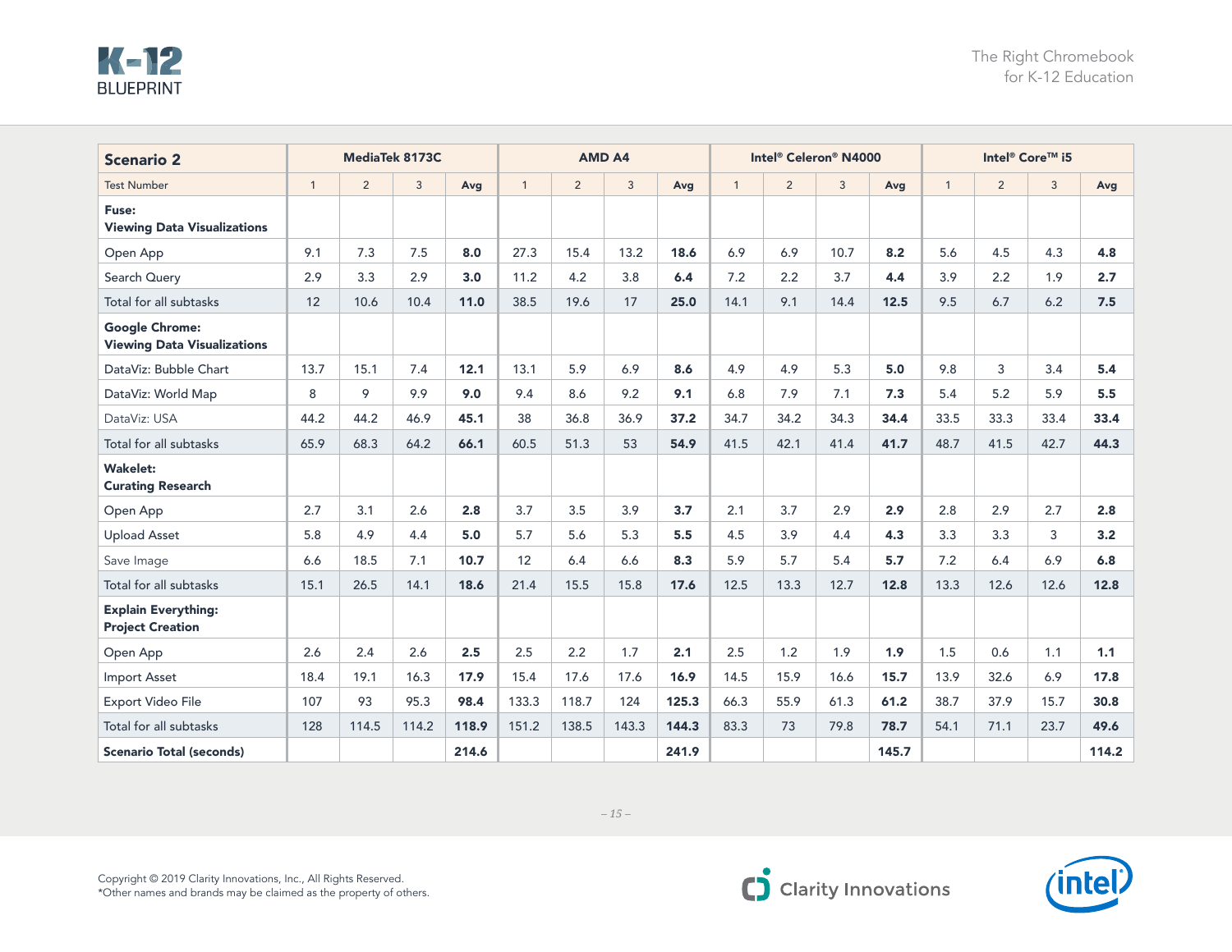| Scenario 2 | MediaTek 8173C | | | | AMD A4 | | | | Intel® Celeron® N4000 | | | | Intel® Core™ i5 | | | |
|---|---|---|---|---|---|---|---|---|---|---|---|---|---|---|---|---|
| Test Number | 1 | 2 | 3 | Avg | 1 | 2 | 3 | Avg | 1 | 2 | 3 | Avg | 1 | 2 | 3 | Avg |
| **Fuse: Viewing Data Visualizations** | | | | | | | | | | | | | | | | |
| Open App | 9.1 | 7.3 | 7.5 | **8.0** | 27.3 | 15.4 | 13.2 | **18.6** | 6.9 | 6.9 | 10.7 | **8.2** | 5.6 | 4.5 | 4.3 | **4.8** |
| Search Query | 2.9 | 3.3 | 2.9 | **3.0** | 11.2 | 4.2 | 3.8 | **6.4** | 7.2 | 2.2 | 3.7 | **4.4** | 3.9 | 2.2 | 1.9 | **2.7** |
| Total for all subtasks | 12 | 10.6 | 10.4 | **11.0** | 38.5 | 19.6 | 17 | **25.0** | 14.1 | 9.1 | 14.4 | **12.5** | 9.5 | 6.7 | 6.2 | **7.5** |
| **Google Chrome: Viewing Data Visualizations** | | | | | | | | | | | | | | | | |
| DataViz: Bubble Chart | 13.7 | 15.1 | 7.4 | **12.1** | 13.1 | 5.9 | 6.9 | **8.6** | 4.9 | 4.9 | 5.3 | **5.0** | 9.8 | 3 | 3.4 | **5.4** |
| DataViz: World Map | 8 | 9 | 9.9 | **9.0** | 9.4 | 8.6 | 9.2 | **9.1** | 6.8 | 7.9 | 7.1 | **7.3** | 5.4 | 5.2 | 5.9 | **5.5** |
| DataViz: USA | 44.2 | 44.2 | 46.9 | **45.1** | 38 | 36.8 | 36.9 | **37.2** | 34.7 | 34.2 | 34.3 | **34.4** | 33.5 | 33.3 | 33.4 | **33.4** |
| Total for all subtasks | 65.9 | 68.3 | 64.2 | **66.1** | 60.5 | 51.3 | 53 | **54.9** | 41.5 | 42.1 | 41.4 | **41.7** | 48.7 | 41.5 | 42.7 | **44.3** |
| **Wakelet: Curating Research** | | | | | | | | | | | | | | | | |
| Open App | 2.7 | 3.1 | 2.6 | **2.8** | 3.7 | 3.5 | 3.9 | **3.7** | 2.1 | 3.7 | 2.9 | **2.9** | 2.8 | 2.9 | 2.7 | **2.8** |
| Upload Asset | 5.8 | 4.9 | 4.4 | **5.0** | 5.7 | 5.6 | 5.3 | **5.5** | 4.5 | 3.9 | 4.4 | **4.3** | 3.3 | 3.3 | 3 | **3.2** |
| Save Image | 6.6 | 18.5 | 7.1 | **10.7** | 12 | 6.4 | 6.6 | **8.3** | 5.9 | 5.7 | 5.4 | **5.7** | 7.2 | 6.4 | 6.9 | **6.8** |
| Total for all subtasks | 15.1 | 26.5 | 14.1 | **18.6** | 21.4 | 15.5 | 15.8 | **17.6** | 12.5 | 13.3 | 12.7 | **12.8** | 13.3 | 12.6 | 12.6 | **12.8** |
| **Explain Everything: Project Creation** | | | | | | | | | | | | | | | | |
| Open App | 2.6 | 2.4 | 2.6 | **2.5** | 2.5 | 2.2 | 1.7 | **2.1** | 2.5 | 1.2 | 1.9 | **1.9** | 1.5 | 0.6 | 1.1 | **1.1** |
| Import Asset | 18.4 | 19.1 | 16.3 | **17.9** | 15.4 | 17.6 | 17.6 | **16.9** | 14.5 | 15.9 | 16.6 | **15.7** | 13.9 | 32.6 | 6.9 | **17.8** |
| Export Video File | 107 | 93 | 95.3 | **98.4** | 133.3 | 118.7 | 124 | **125.3** | 66.3 | 55.9 | 61.3 | **61.2** | 38.7 | 37.9 | 15.7 | **30.8** |
| Total for all subtasks | 128 | 114.5 | 114.2 | **118.9** | 151.2 | 138.5 | 143.3 | **144.3** | 83.3 | 73 | 79.8 | **78.7** | 54.1 | 71.1 | 23.7 | **49.6** |
| **Scenario Total (seconds)** | | | | **214.6** | | | | **241.9** | | | | **145.7** | | | | **114.2** |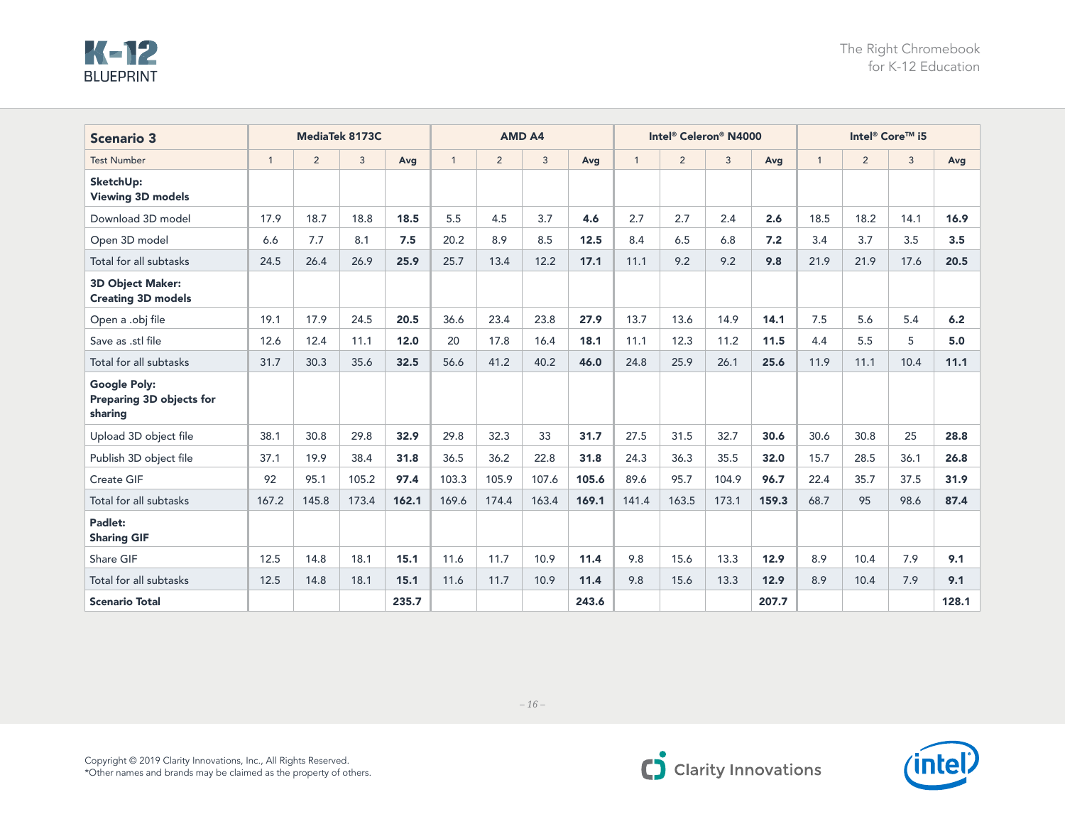| Scenario 3 | MediaTek 8173C | | | | AMD A4 | | | | Intel® Celeron® N4000 | | | | Intel® Core™ i5 | | | |
|---|---|---|---|---|---|---|---|---|---|---|---|---|---|---|---|---|
| Test Number | 1 | 2 | 3 | Avg | 1 | 2 | 3 | Avg | 1 | 2 | 3 | Avg | 1 | 2 | 3 | Avg |
| **SketchUp: Viewing 3D models** | | | | | | | | | | | | | | | | |
| Download 3D model | 17.9 | 18.7 | 18.8 | **18.5** | 5.5 | 4.5 | 3.7 | **4.6** | 2.7 | 2.7 | 2.4 | **2.6** | 18.5 | 18.2 | 14.1 | **16.9** |
| Open 3D model | 6.6 | 7.7 | 8.1 | **7.5** | 20.2 | 8.9 | 8.5 | **12.5** | 8.4 | 6.5 | 6.8 | **7.2** | 3.4 | 3.7 | 3.5 | **3.5** |
| Total for all subtasks | 24.5 | 26.4 | 26.9 | **25.9** | 25.7 | 13.4 | 12.2 | **17.1** | 11.1 | 9.2 | 9.2 | **9.8** | 21.9 | 21.9 | 17.6 | **20.5** |
| **3D Object Maker: Creating 3D models** | | | | | | | | | | | | | | | | |
| Open a .obj file | 19.1 | 17.9 | 24.5 | **20.5** | 36.6 | 23.4 | 23.8 | **27.9** | 13.7 | 13.6 | 14.9 | **14.1** | 7.5 | 5.6 | 5.4 | **6.2** |
| Save as .stl file | 12.6 | 12.4 | 11.1 | **12.0** | 20 | 17.8 | 16.4 | **18.1** | 11.1 | 12.3 | 11.2 | **11.5** | 4.4 | 5.5 | 5 | **5.0** |
| Total for all subtasks | 31.7 | 30.3 | 35.6 | **32.5** | 56.6 | 41.2 | 40.2 | **46.0** | 24.8 | 25.9 | 26.1 | **25.6** | 11.9 | 11.1 | 10.4 | **11.1** |
| **Google Poly: Preparing 3D objects for sharing** | | | | | | | | | | | | | | | | |
| Upload 3D object file | 38.1 | 30.8 | 29.8 | **32.9** | 29.8 | 32.3 | 33 | **31.7** | 27.5 | 31.5 | 32.7 | **30.6** | 30.6 | 30.8 | 25 | **28.8** |
| Publish 3D object file | 37.1 | 19.9 | 38.4 | **31.8** | 36.5 | 36.2 | 22.8 | **31.8** | 24.3 | 36.3 | 35.5 | **32.0** | 15.7 | 28.5 | 36.1 | **26.8** |
| Create GIF | 92 | 95.1 | 105.2 | **97.4** | 103.3 | 105.9 | 107.6 | **105.6** | 89.6 | 95.7 | 104.9 | **96.7** | 22.4 | 35.7 | 37.5 | **31.9** |
| Total for all subtasks | 167.2 | 145.8 | 173.4 | **162.1** | 169.6 | 174.4 | 163.4 | **169.1** | 141.4 | 163.5 | 173.1 | **159.3** | 68.7 | 95 | 98.6 | **87.4** |
| **Padlet: Sharing GIF** | | | | | | | | | | | | | | | | |
| Share GIF | 12.5 | 14.8 | 18.1 | **15.1** | 11.6 | 11.7 | 10.9 | **11.4** | 9.8 | 15.6 | 13.3 | **12.9** | 8.9 | 10.4 | 7.9 | **9.1** |
| Total for all subtasks | 12.5 | 14.8 | 18.1 | **15.1** | 11.6 | 11.7 | 10.9 | **11.4** | 9.8 | 15.6 | 13.3 | **12.9** | 8.9 | 10.4 | 7.9 | **9.1** |
| **Scenario Total** | | | | **235.7** | | | | **243.6** | | | | **207.7** | | | | **128.1** |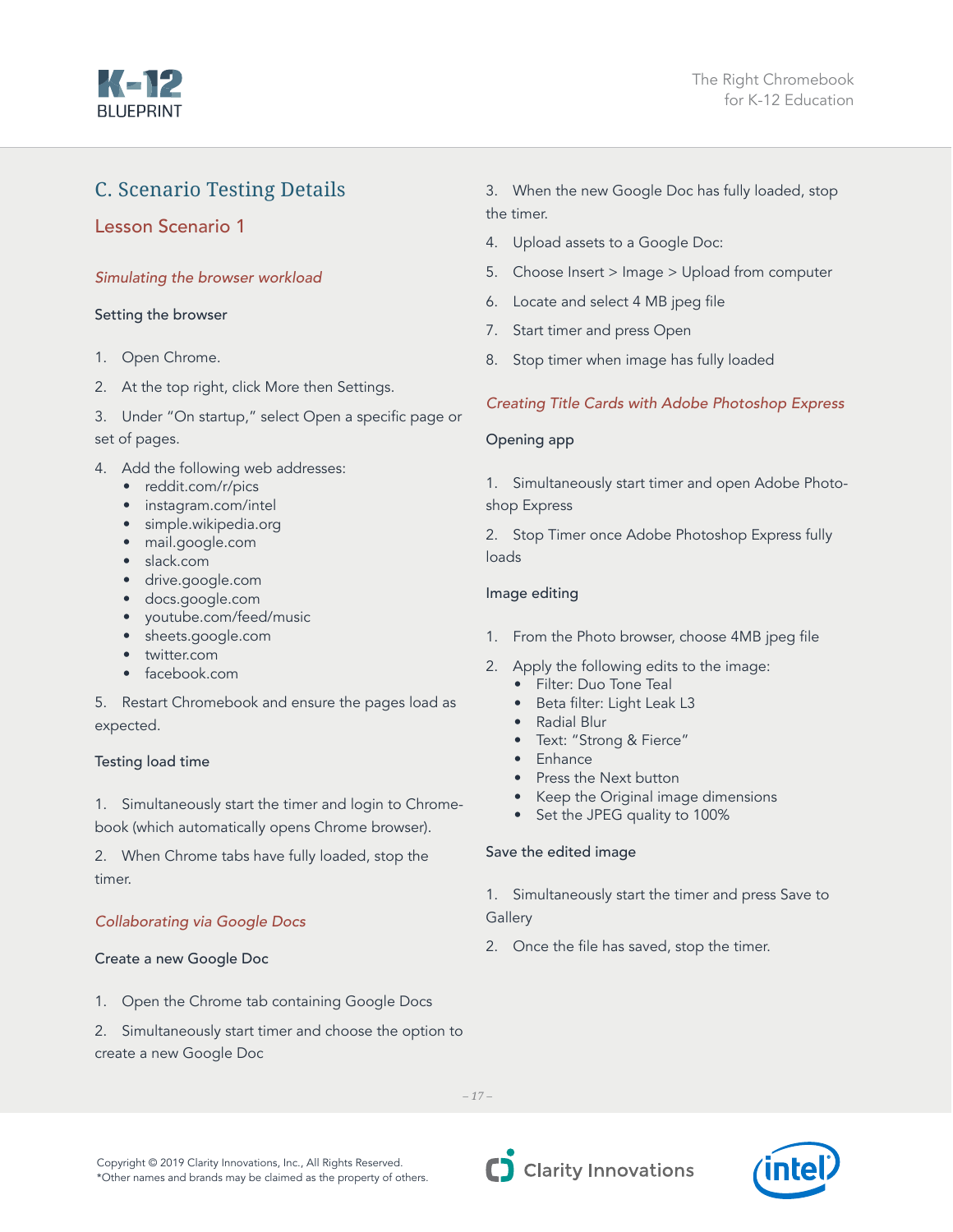## C. Scenario Testing Details

### Lesson Scenario 1

*Simulating the browser workload*

Setting the browser

1. Open Chrome.
2. At the top right, click More then Settings.
3. Under "On startup," select Open a specific page or set of pages.
4. Add the following web addresses:
   - reddit.com/r/pics
   - instagram.com/intel
   - simple.wikipedia.org
   - mail.google.com
   - slack.com
   - drive.google.com
   - docs.google.com
   - youtube.com/feed/music
   - sheets.google.com
   - twitter.com
   - facebook.com
5. Restart Chromebook and ensure the pages load as expected.

Testing load time

1. Simultaneously start the timer and login to Chromebook (which automatically opens Chrome browser).
2. When Chrome tabs have fully loaded, stop the timer.

*Collaborating via Google Docs*

Create a new Google Doc

1. Open the Chrome tab containing Google Docs
2. Simultaneously start timer and choose the option to create a new Google Doc
3. When the new Google Doc has fully loaded, stop the timer.
4. Upload assets to a Google Doc:
5. Choose Insert > Image > Upload from computer
6. Locate and select 4 MB jpeg file
7. Start timer and press Open
8. Stop timer when image has fully loaded

*Creating Title Cards with Adobe Photoshop Express*

Opening app

1. Simultaneously start timer and open Adobe Photoshop Express
2. Stop Timer once Adobe Photoshop Express fully loads

Image editing

1. From the Photo browser, choose 4MB jpeg file
2. Apply the following edits to the image:
   - Filter: Duo Tone Teal
   - Beta filter: Light Leak L3
   - Radial Blur
   - Text: "Strong & Fierce"
   - Enhance
   - Press the Next button
   - Keep the Original image dimensions
   - Set the JPEG quality to 100%

Save the edited image

1. Simultaneously start the timer and press Save to Gallery
2. Once the file has saved, stop the timer.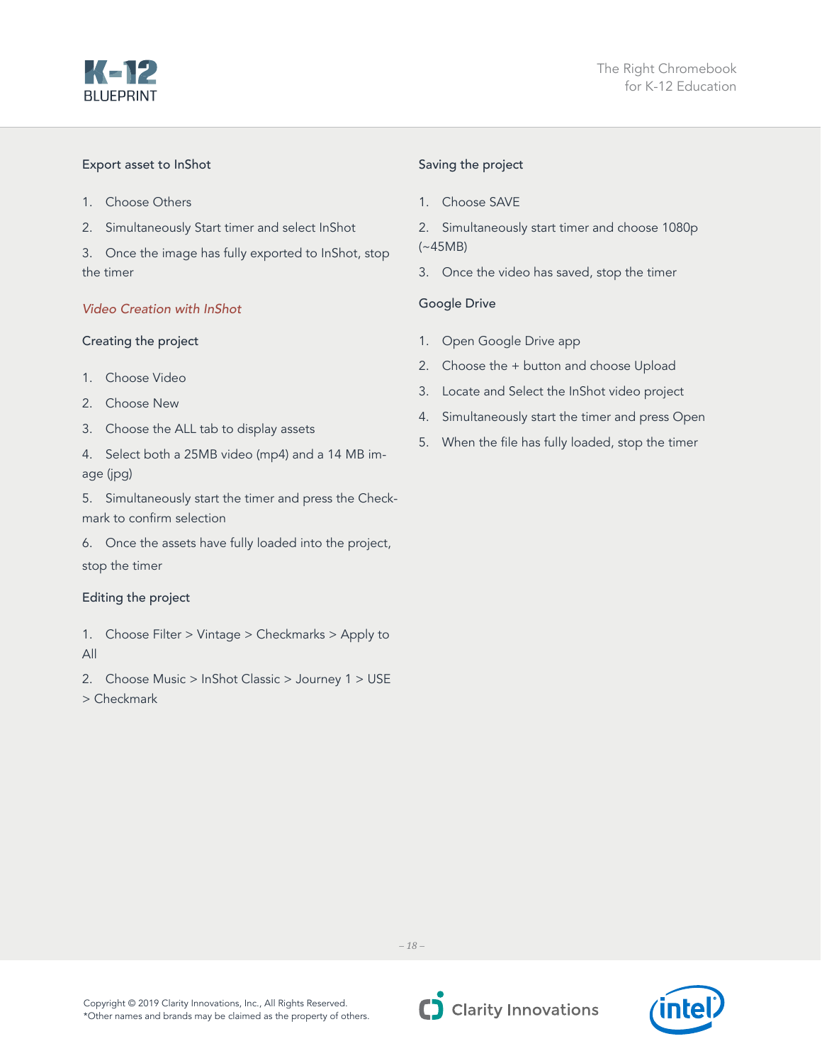Export asset to InShot

1. Choose Others
2. Simultaneously Start timer and select InShot
3. Once the image has fully exported to InShot, stop the timer

### *Video Creation with InShot*

Creating the project

1. Choose Video
2. Choose New
3. Choose the ALL tab to display assets
4. Select both a 25MB video (mp4) and a 14 MB image (jpg)
5. Simultaneously start the timer and press the Checkmark to confirm selection
6. Once the assets have fully loaded into the project, stop the timer

Editing the project

1. Choose Filter > Vintage > Checkmarks > Apply to All
2. Choose Music > InShot Classic > Journey 1 > USE > Checkmark

Saving the project

1. Choose SAVE
2. Simultaneously start timer and choose 1080p (~45MB)
3. Once the video has saved, stop the timer

Google Drive

1. Open Google Drive app
2. Choose the + button and choose Upload
3. Locate and Select the InShot video project
4. Simultaneously start the timer and press Open
5. When the file has fully loaded, stop the timer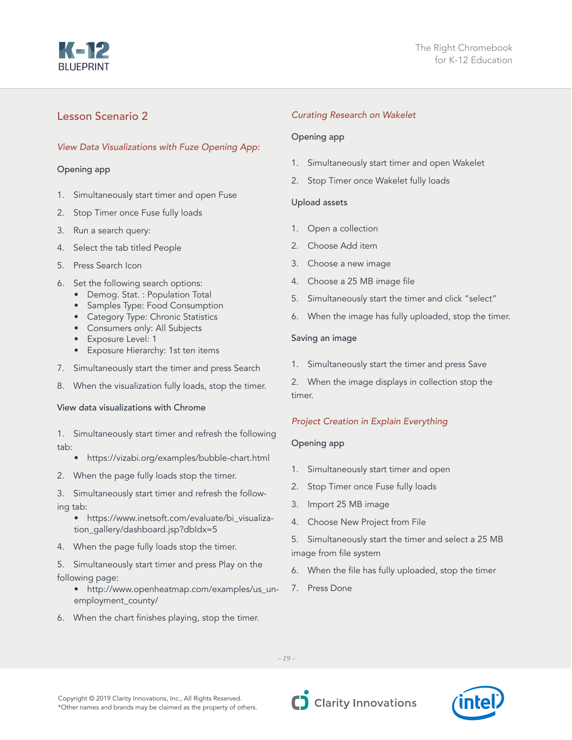## Lesson Scenario 2

### *View Data Visualizations with Fuze Opening App:*

Opening app

1. Simultaneously start timer and open Fuse
2. Stop Timer once Fuse fully loads
3. Run a search query:
4. Select the tab titled People
5. Press Search Icon
6. Set the following search options:
   - Demog. Stat. : Population Total
   - Samples Type: Food Consumption
   - Category Type: Chronic Statistics
   - Consumers only: All Subjects
   - Exposure Level: 1
   - Exposure Hierarchy: 1st ten items
7. Simultaneously start the timer and press Search
8. When the visualization fully loads, stop the timer.

View data visualizations with Chrome

1. Simultaneously start timer and refresh the following tab:
   - https://vizabi.org/examples/bubble-chart.html
2. When the page fully loads stop the timer.
3. Simultaneously start timer and refresh the following tab:
   - https://www.inetsoft.com/evaluate/bi_visualization_gallery/dashboard.jsp?dbIdx=5
4. When the page fully loads stop the timer.
5. Simultaneously start timer and press Play on the following page:
   - http://www.openheatmap.com/examples/us_unemployment_county/
6. When the chart finishes playing, stop the timer.

### *Curating Research on Wakelet*

Opening app

1. Simultaneously start timer and open Wakelet
2. Stop Timer once Wakelet fully loads

Upload assets

1. Open a collection
2. Choose Add item
3. Choose a new image
4. Choose a 25 MB image file
5. Simultaneously start the timer and click "select"
6. When the image has fully uploaded, stop the timer.

Saving an image

1. Simultaneously start the timer and press Save
2. When the image displays in collection stop the timer.

### *Project Creation in Explain Everything*

Opening app

1. Simultaneously start timer and open
2. Stop Timer once Fuse fully loads
3. Import 25 MB image
4. Choose New Project from File
5. Simultaneously start the timer and select a 25 MB image from file system
6. When the file has fully uploaded, stop the timer
7. Press Done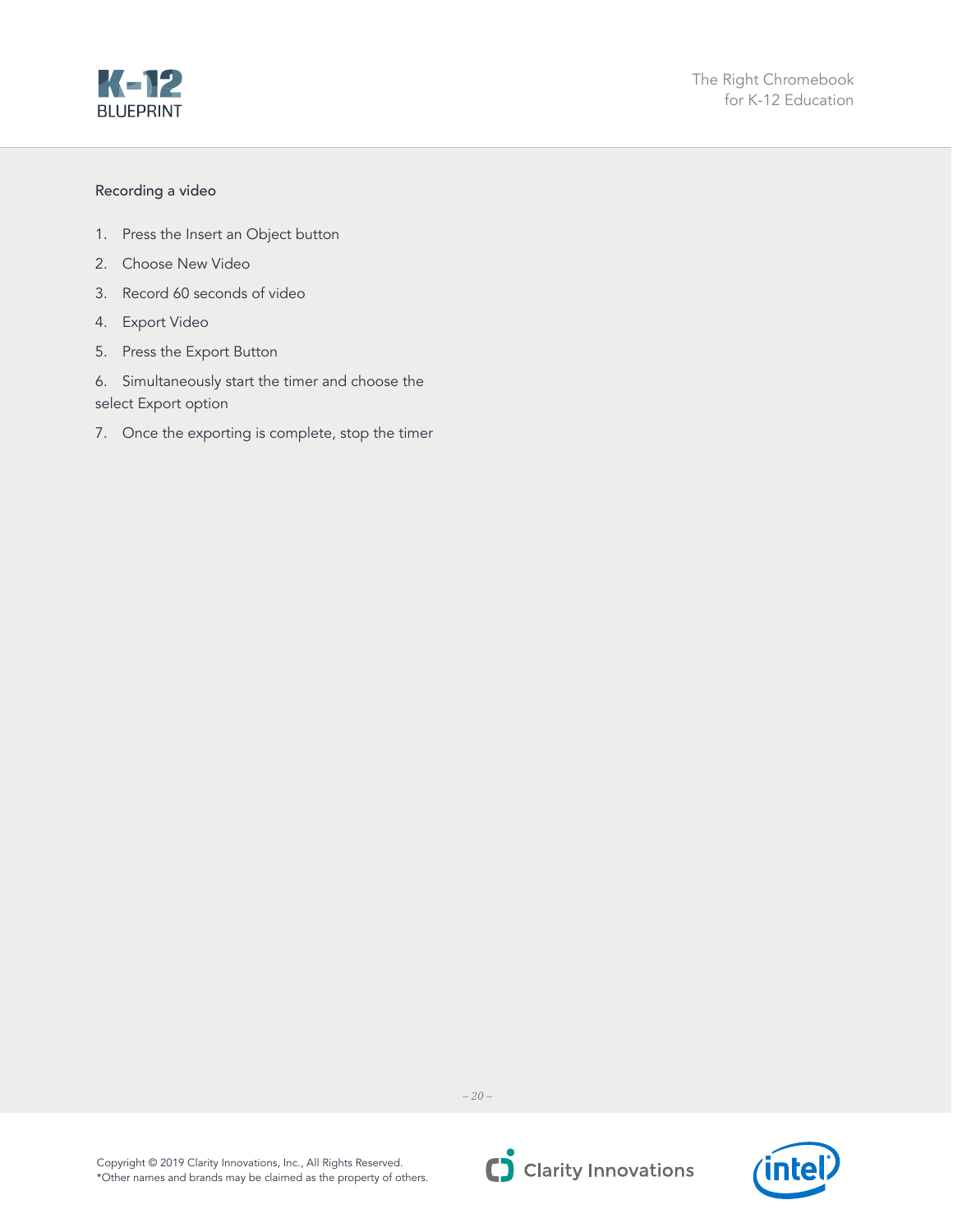Recording a video

1. Press the Insert an Object button
2. Choose New Video
3. Record 60 seconds of video
4. Export Video
5. Press the Export Button
6. Simultaneously start the timer and choose the select Export option
7. Once the exporting is complete, stop the timer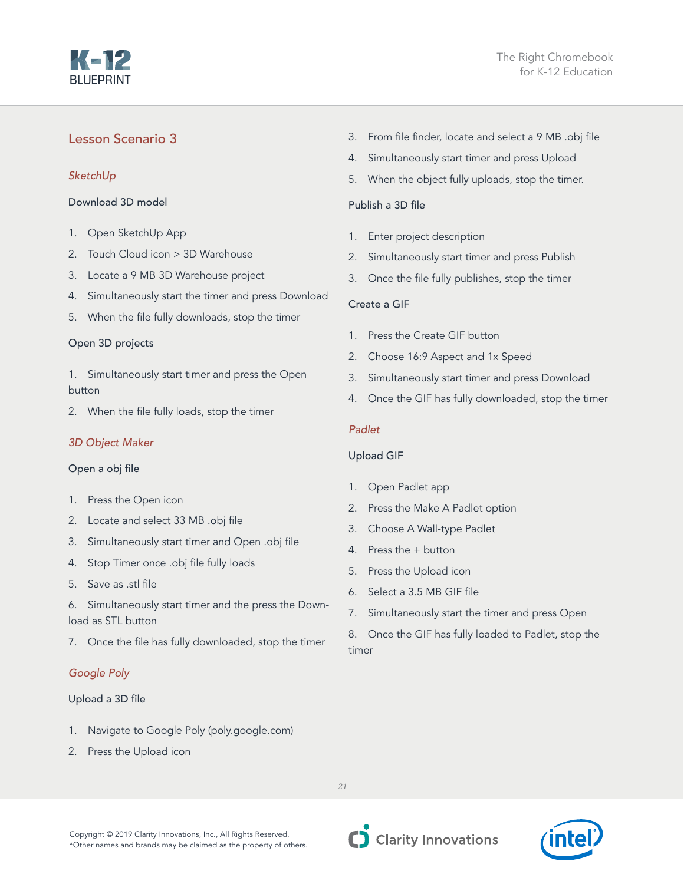## Lesson Scenario 3

### *SketchUp*

#### Download 3D model

1. Open SketchUp App
2. Touch Cloud icon > 3D Warehouse
3. Locate a 9 MB 3D Warehouse project
4. Simultaneously start the timer and press Download
5. When the file fully downloads, stop the timer

#### Open 3D projects

1. Simultaneously start timer and press the Open button
2. When the file fully loads, stop the timer

### *3D Object Maker*

#### Open a obj file

1. Press the Open icon
2. Locate and select 33 MB .obj file
3. Simultaneously start timer and Open .obj file
4. Stop Timer once .obj file fully loads
5. Save as .stl file
6. Simultaneously start timer and the press the Download as STL button
7. Once the file has fully downloaded, stop the timer

### *Google Poly*

#### Upload a 3D file

1. Navigate to Google Poly (poly.google.com)
2. Press the Upload icon
3. From file finder, locate and select a 9 MB .obj file
4. Simultaneously start timer and press Upload
5. When the object fully uploads, stop the timer.

#### Publish a 3D file

1. Enter project description
2. Simultaneously start timer and press Publish
3. Once the file fully publishes, stop the timer

#### Create a GIF

1. Press the Create GIF button
2. Choose 16:9 Aspect and 1x Speed
3. Simultaneously start timer and press Download
4. Once the GIF has fully downloaded, stop the timer

### *Padlet*

#### Upload GIF

1. Open Padlet app
2. Press the Make A Padlet option
3. Choose A Wall-type Padlet
4. Press the + button
5. Press the Upload icon
6. Select a 3.5 MB GIF file
7. Simultaneously start the timer and press Open
8. Once the GIF has fully loaded to Padlet, stop the timer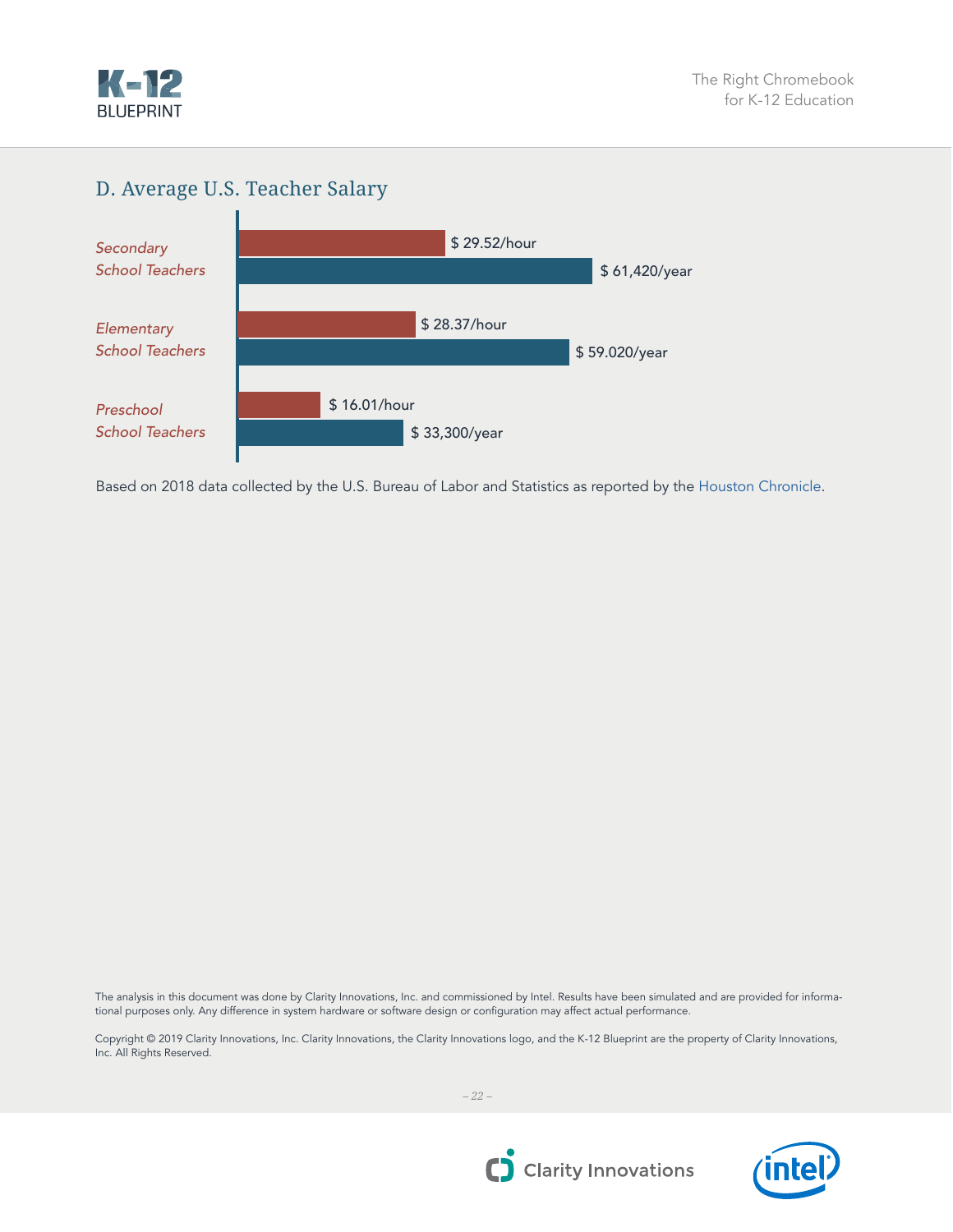## D. Average U.S. Teacher Salary

*Secondary School Teachers*

$ 29.52/hour

$ 61,420/year

*Elementary School Teachers*

$ 28.37/hour

$ 59.020/year

*Preschool School Teachers*

$ 16.01/hour

$ 33,300/year

Based on 2018 data collected by the U.S. Bureau of Labor and Statistics as reported by the Houston Chronicle.

The analysis in this document was done by Clarity Innovations, Inc. and commissioned by Intel. Results have been simulated and are provided for informational purposes only. Any difference in system hardware or software design or configuration may affect actual performance.

Copyright © 2019 Clarity Innovations, Inc. Clarity Innovations, the Clarity Innovations logo, and the K-12 Blueprint are the property of Clarity Innovations, Inc. All Rights Reserved.